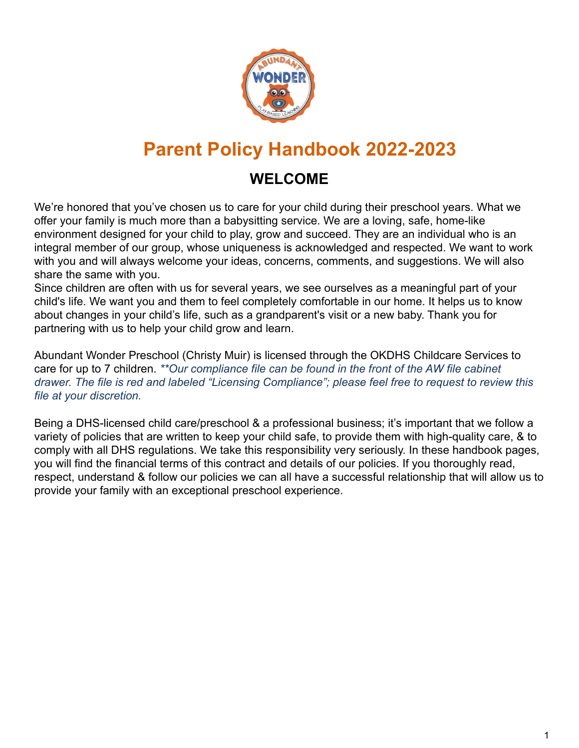# Parent Policy Handbook 2022-2023

## WELCOME

We're honored that you've chosen us to care for your child during their preschool years. What we offer your family is much more than a babysitting service. We are a loving, safe, home-like environment designed for your child to play, grow and succeed. They are an individual who is an integral member of our group, whose uniqueness is acknowledged and respected. We want to work with you and will always welcome your ideas, concerns, comments, and suggestions. We will also share the same with you.
Since children are often with us for several years, we see ourselves as a meaningful part of your child's life. We want you and them to feel completely comfortable in our home. It helps us to know about changes in your child's life, such as a grandparent's visit or a new baby. Thank you for partnering with us to help your child grow and learn.

Abundant Wonder Preschool (Christy Muir) is licensed through the OKDHS Childcare Services to care for up to 7 children. ***Our compliance file can be found in the front of the AW file cabinet drawer. The file is red and labeled "Licensing Compliance"; please feel free to request to review this file at your discretion.*

Being a DHS-licensed child care/preschool & a professional business; it's important that we follow a variety of policies that are written to keep your child safe, to provide them with high-quality care, & to comply with all DHS regulations. We take this responsibility very seriously. In these handbook pages, you will find the financial terms of this contract and details of our policies. If you thoroughly read, respect, understand & follow our policies we can all have a successful relationship that will allow us to provide your family with an exceptional preschool experience.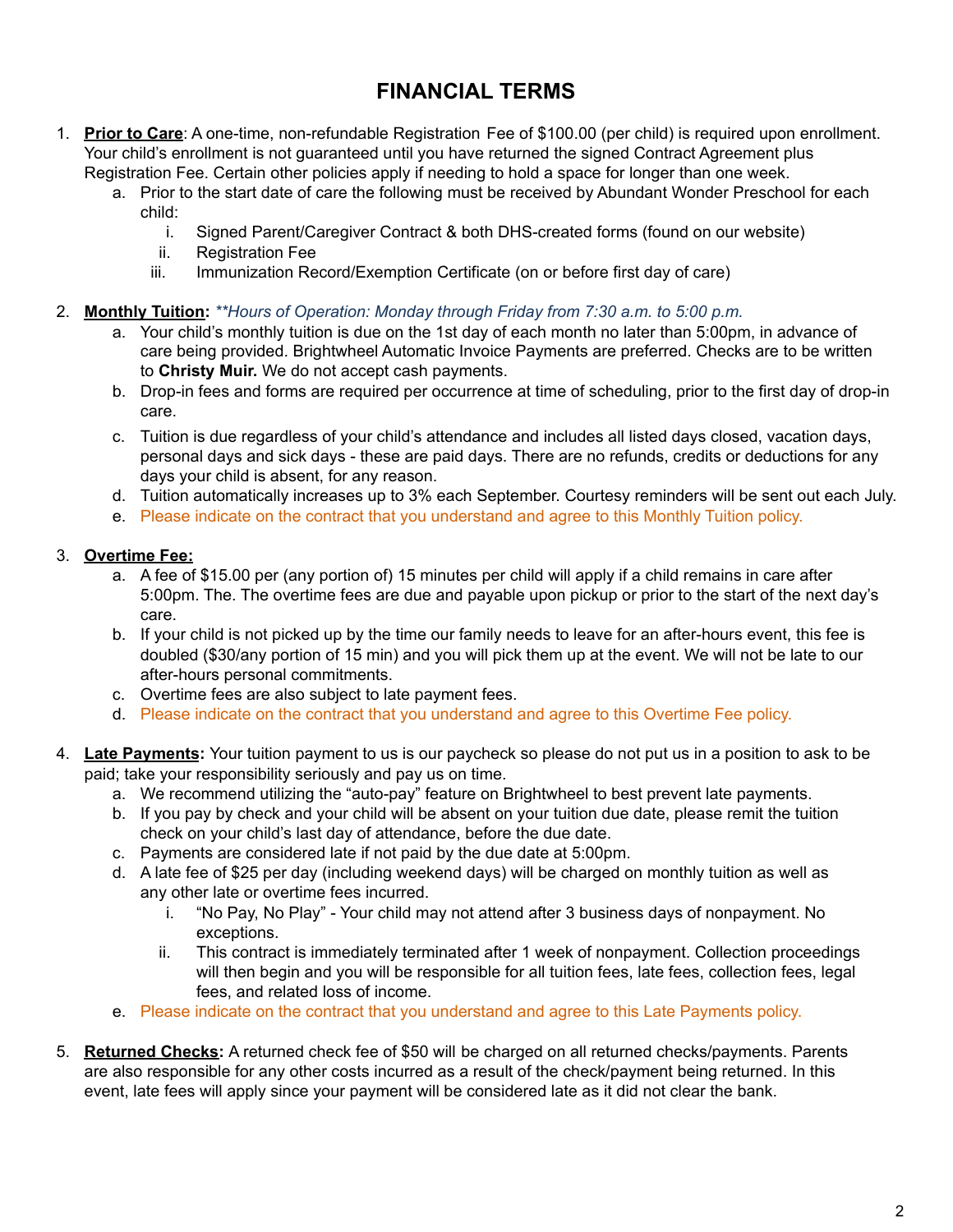# FINANCIAL TERMS

1. **Prior to Care**: A one-time, non-refundable Registration Fee of $100.00 (per child) is required upon enrollment. Your child's enrollment is not guaranteed until you have returned the signed Contract Agreement plus Registration Fee. Certain other policies apply if needing to hold a space for longer than one week.
   a. Prior to the start date of care the following must be received by Abundant Wonder Preschool for each child:
      i. Signed Parent/Caregiver Contract & both DHS-created forms (found on our website)
      ii. Registration Fee
      iii. Immunization Record/Exemption Certificate (on or before first day of care)

2. **Monthly Tuition:** *\*\*Hours of Operation: Monday through Friday from 7:30 a.m. to 5:00 p.m.*
   a. Your child's monthly tuition is due on the 1st day of each month no later than 5:00pm, in advance of care being provided. Brightwheel Automatic Invoice Payments are preferred. Checks are to be written to **Christy Muir.** We do not accept cash payments.
   b. Drop-in fees and forms are required per occurrence at time of scheduling, prior to the first day of drop-in care.
   c. Tuition is due regardless of your child's attendance and includes all listed days closed, vacation days, personal days and sick days - these are paid days. There are no refunds, credits or deductions for any days your child is absent, for any reason.
   d. Tuition automatically increases up to 3% each September. Courtesy reminders will be sent out each July.
   e. Please indicate on the contract that you understand and agree to this Monthly Tuition policy.

3. **Overtime Fee:**
   a. A fee of $15.00 per (any portion of) 15 minutes per child will apply if a child remains in care after 5:00pm. The. The overtime fees are due and payable upon pickup or prior to the start of the next day's care.
   b. If your child is not picked up by the time our family needs to leave for an after-hours event, this fee is doubled ($30/any portion of 15 min) and you will pick them up at the event. We will not be late to our after-hours personal commitments.
   c. Overtime fees are also subject to late payment fees.
   d. Please indicate on the contract that you understand and agree to this Overtime Fee policy.

4. **Late Payments:** Your tuition payment to us is our paycheck so please do not put us in a position to ask to be paid; take your responsibility seriously and pay us on time.
   a. We recommend utilizing the "auto-pay" feature on Brightwheel to best prevent late payments.
   b. If you pay by check and your child will be absent on your tuition due date, please remit the tuition check on your child's last day of attendance, before the due date.
   c. Payments are considered late if not paid by the due date at 5:00pm.
   d. A late fee of $25 per day (including weekend days) will be charged on monthly tuition as well as any other late or overtime fees incurred.
      i. "No Pay, No Play" - Your child may not attend after 3 business days of nonpayment. No exceptions.
      ii. This contract is immediately terminated after 1 week of nonpayment. Collection proceedings will then begin and you will be responsible for all tuition fees, late fees, collection fees, legal fees, and related loss of income.
   e. Please indicate on the contract that you understand and agree to this Late Payments policy.

5. **Returned Checks:** A returned check fee of $50 will be charged on all returned checks/payments. Parents are also responsible for any other costs incurred as a result of the check/payment being returned. In this event, late fees will apply since your payment will be considered late as it did not clear the bank.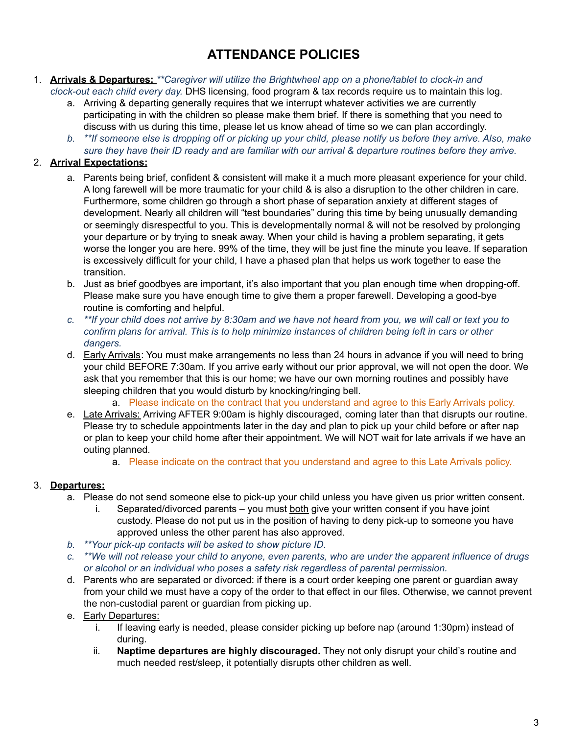# ATTENDANCE POLICIES

1. **Arrivals & Departures:** *\*\*Caregiver will utilize the Brightwheel app on a phone/tablet to clock-in and clock-out each child every day.* DHS licensing, food program & tax records require us to maintain this log.
   a. Arriving & departing generally requires that we interrupt whatever activities we are currently participating in with the children so please make them brief. If there is something that you need to discuss with us during this time, please let us know ahead of time so we can plan accordingly.
   b. *\*\*If someone else is dropping off or picking up your child, please notify us before they arrive. Also, make sure they have their ID ready and are familiar with our arrival & departure routines before they arrive.*
2. **Arrival Expectations:**
   a. Parents being brief, confident & consistent will make it a much more pleasant experience for your child. A long farewell will be more traumatic for your child & is also a disruption to the other children in care. Furthermore, some children go through a short phase of separation anxiety at different stages of development. Nearly all children will "test boundaries" during this time by being unusually demanding or seemingly disrespectful to you. This is developmentally normal & will not be resolved by prolonging your departure or by trying to sneak away. When your child is having a problem separating, it gets worse the longer you are here. 99% of the time, they will be just fine the minute you leave. If separation is excessively difficult for your child, I have a phased plan that helps us work together to ease the transition.
   b. Just as brief goodbyes are important, it's also important that you plan enough time when dropping-off. Please make sure you have enough time to give them a proper farewell. Developing a good-bye routine is comforting and helpful.
   c. *\*\*If your child does not arrive by 8:30am and we have not heard from you, we will call or text you to confirm plans for arrival. This is to help minimize instances of children being left in cars or other dangers.*
   d. Early Arrivals: You must make arrangements no less than 24 hours in advance if you will need to bring your child BEFORE 7:30am. If you arrive early without our prior approval, we will not open the door. We ask that you remember that this is our home; we have our own morning routines and possibly have sleeping children that you would disturb by knocking/ringing bell.
      a. Please indicate on the contract that you understand and agree to this Early Arrivals policy.
   e. Late Arrivals: Arriving AFTER 9:00am is highly discouraged, coming later than that disrupts our routine. Please try to schedule appointments later in the day and plan to pick up your child before or after nap or plan to keep your child home after their appointment. We will NOT wait for late arrivals if we have an outing planned.
      a. Please indicate on the contract that you understand and agree to this Late Arrivals policy.
3. **Departures:**
   a. Please do not send someone else to pick-up your child unless you have given us prior written consent.
      i. Separated/divorced parents – you must both give your written consent if you have joint custody. Please do not put us in the position of having to deny pick-up to someone you have approved unless the other parent has also approved.
   b. *\*\*Your pick-up contacts will be asked to show picture ID.*
   c. *\*\*We will not release your child to anyone, even parents, who are under the apparent influence of drugs or alcohol or an individual who poses a safety risk regardless of parental permission.*
   d. Parents who are separated or divorced: if there is a court order keeping one parent or guardian away from your child we must have a copy of the order to that effect in our files. Otherwise, we cannot prevent the non-custodial parent or guardian from picking up.
   e. Early Departures:
      i. If leaving early is needed, please consider picking up before nap (around 1:30pm) instead of during.
      ii. **Naptime departures are highly discouraged.** They not only disrupt your child's routine and much needed rest/sleep, it potentially disrupts other children as well.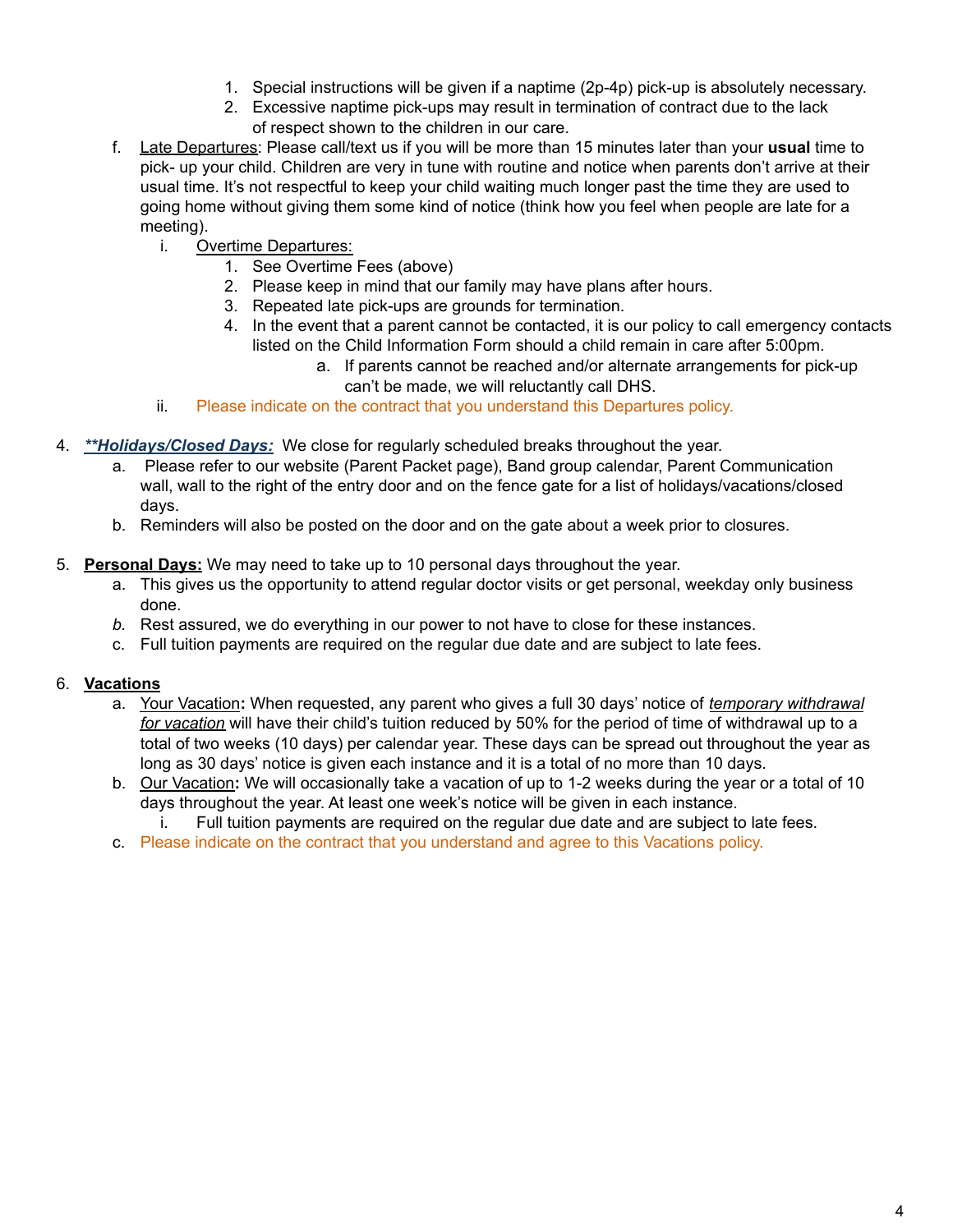1. Special instructions will be given if a naptime (2p-4p) pick-up is absolutely necessary.
   2. Excessive naptime pick-ups may result in termination of contract due to the lack of respect shown to the children in our care.

f. Late Departures: Please call/text us if you will be more than 15 minutes later than your **usual** time to pick- up your child. Children are very in tune with routine and notice when parents don't arrive at their usual time. It's not respectful to keep your child waiting much longer past the time they are used to going home without giving them some kind of notice (think how you feel when people are late for a meeting).

   i. Overtime Departures:
      1. See Overtime Fees (above)
      2. Please keep in mind that our family may have plans after hours.
      3. Repeated late pick-ups are grounds for termination.
      4. In the event that a parent cannot be contacted, it is our policy to call emergency contacts listed on the Child Information Form should a child remain in care after 5:00pm.
         a. If parents cannot be reached and/or alternate arrangements for pick-up can't be made, we will reluctantly call DHS.

   ii. Please indicate on the contract that you understand this Departures policy.

4. ***\*\*Holidays/Closed Days:*** We close for regularly scheduled breaks throughout the year.
   a. Please refer to our website (Parent Packet page), Band group calendar, Parent Communication wall, wall to the right of the entry door and on the fence gate for a list of holidays/vacations/closed days.
   b. Reminders will also be posted on the door and on the gate about a week prior to closures.

5. **Personal Days:** We may need to take up to 10 personal days throughout the year.
   a. This gives us the opportunity to attend regular doctor visits or get personal, weekday only business done.
   b. Rest assured, we do everything in our power to not have to close for these instances.
   c. Full tuition payments are required on the regular due date and are subject to late fees.

6. **Vacations**
   a. Your Vacation**:** When requested, any parent who gives a full 30 days' notice of *temporary withdrawal for vacation* will have their child's tuition reduced by 50% for the period of time of withdrawal up to a total of two weeks (10 days) per calendar year. These days can be spread out throughout the year as long as 30 days' notice is given each instance and it is a total of no more than 10 days.
   b. Our Vacation**:** We will occasionally take a vacation of up to 1-2 weeks during the year or a total of 10 days throughout the year. At least one week's notice will be given in each instance.
      i. Full tuition payments are required on the regular due date and are subject to late fees.
   c. Please indicate on the contract that you understand and agree to this Vacations policy.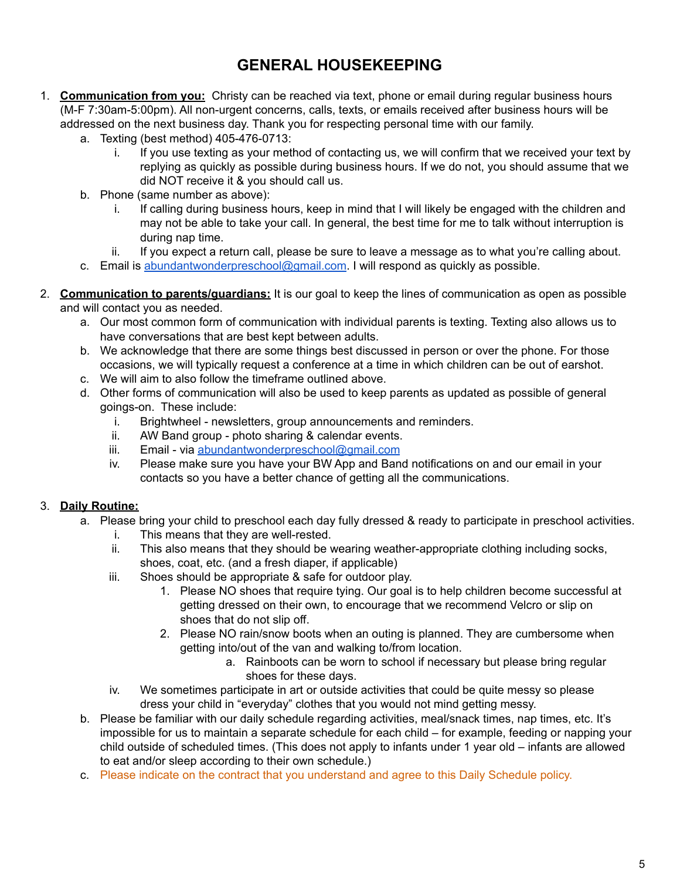# GENERAL HOUSEKEEPING

1. **Communication from you:** Christy can be reached via text, phone or email during regular business hours (M-F 7:30am-5:00pm). All non-urgent concerns, calls, texts, or emails received after business hours will be addressed on the next business day. Thank you for respecting personal time with our family.
    a. Texting (best method) 405-476-0713:
        i. If you use texting as your method of contacting us, we will confirm that we received your text by replying as quickly as possible during business hours. If we do not, you should assume that we did NOT receive it & you should call us.
    b. Phone (same number as above):
        i. If calling during business hours, keep in mind that I will likely be engaged with the children and may not be able to take your call. In general, the best time for me to talk without interruption is during nap time.
        ii. If you expect a return call, please be sure to leave a message as to what you're calling about.
    c. Email is abundantwonderpreschool@gmail.com. I will respond as quickly as possible.

2. **Communication to parents/guardians:** It is our goal to keep the lines of communication as open as possible and will contact you as needed.
    a. Our most common form of communication with individual parents is texting. Texting also allows us to have conversations that are best kept between adults.
    b. We acknowledge that there are some things best discussed in person or over the phone. For those occasions, we will typically request a conference at a time in which children can be out of earshot.
    c. We will aim to also follow the timeframe outlined above.
    d. Other forms of communication will also be used to keep parents as updated as possible of general goings-on. These include:
        i. Brightwheel - newsletters, group announcements and reminders.
        ii. AW Band group - photo sharing & calendar events.
        iii. Email - via abundantwonderpreschool@gmail.com
        iv. Please make sure you have your BW App and Band notifications on and our email in your contacts so you have a better chance of getting all the communications.

3. **Daily Routine:**
    a. Please bring your child to preschool each day fully dressed & ready to participate in preschool activities.
        i. This means that they are well-rested.
        ii. This also means that they should be wearing weather-appropriate clothing including socks, shoes, coat, etc. (and a fresh diaper, if applicable)
        iii. Shoes should be appropriate & safe for outdoor play.
            1. Please NO shoes that require tying. Our goal is to help children become successful at getting dressed on their own, to encourage that we recommend Velcro or slip on shoes that do not slip off.
            2. Please NO rain/snow boots when an outing is planned. They are cumbersome when getting into/out of the van and walking to/from location.
                a. Rainboots can be worn to school if necessary but please bring regular shoes for these days.
        iv. We sometimes participate in art or outside activities that could be quite messy so please dress your child in "everyday" clothes that you would not mind getting messy.
    b. Please be familiar with our daily schedule regarding activities, meal/snack times, nap times, etc. It's impossible for us to maintain a separate schedule for each child – for example, feeding or napping your child outside of scheduled times. (This does not apply to infants under 1 year old – infants are allowed to eat and/or sleep according to their own schedule.)
    c. Please indicate on the contract that you understand and agree to this Daily Schedule policy.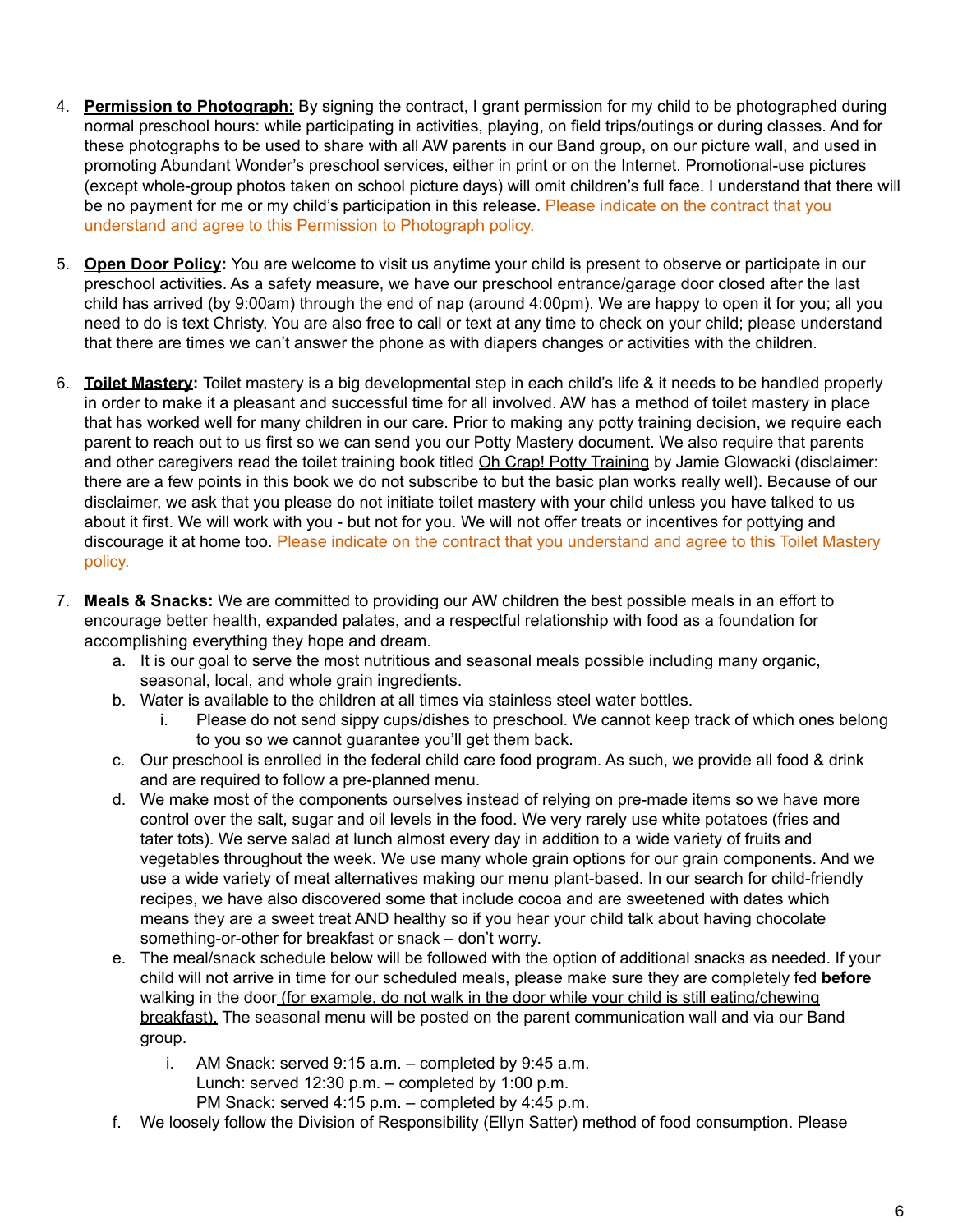4. **<u>Permission to Photograph:</u>** By signing the contract, I grant permission for my child to be photographed during normal preschool hours: while participating in activities, playing, on field trips/outings or during classes. And for these photographs to be used to share with all AW parents in our Band group, on our picture wall, and used in promoting Abundant Wonder's preschool services, either in print or on the Internet. Promotional-use pictures (except whole-group photos taken on school picture days) will omit children's full face. I understand that there will be no payment for me or my child's participation in this release. Please indicate on the contract that you understand and agree to this Permission to Photograph policy.

5. **<u>Open Door Policy</u>:** You are welcome to visit us anytime your child is present to observe or participate in our preschool activities. As a safety measure, we have our preschool entrance/garage door closed after the last child has arrived (by 9:00am) through the end of nap (around 4:00pm). We are happy to open it for you; all you need to do is text Christy. You are also free to call or text at any time to check on your child; please understand that there are times we can't answer the phone as with diapers changes or activities with the children.

6. **<u>Toilet Mastery</u>:** Toilet mastery is a big developmental step in each child's life & it needs to be handled properly in order to make it a pleasant and successful time for all involved. AW has a method of toilet mastery in place that has worked well for many children in our care. Prior to making any potty training decision, we require each parent to reach out to us first so we can send you our Potty Mastery document. We also require that parents and other caregivers read the toilet training book titled <u>Oh Crap! Potty Training</u> by Jamie Glowacki (disclaimer: there are a few points in this book we do not subscribe to but the basic plan works really well). Because of our disclaimer, we ask that you please do not initiate toilet mastery with your child unless you have talked to us about it first. We will work with you - but not for you. We will not offer treats or incentives for pottying and discourage it at home too. Please indicate on the contract that you understand and agree to this Toilet Mastery policy.

7. **<u>Meals & Snacks</u>:** We are committed to providing our AW children the best possible meals in an effort to encourage better health, expanded palates, and a respectful relationship with food as a foundation for accomplishing everything they hope and dream.
   a. It is our goal to serve the most nutritious and seasonal meals possible including many organic, seasonal, local, and whole grain ingredients.
   b. Water is available to the children at all times via stainless steel water bottles.
      i. Please do not send sippy cups/dishes to preschool. We cannot keep track of which ones belong to you so we cannot guarantee you'll get them back.
   c. Our preschool is enrolled in the federal child care food program. As such, we provide all food & drink and are required to follow a pre-planned menu.
   d. We make most of the components ourselves instead of relying on pre-made items so we have more control over the salt, sugar and oil levels in the food. We very rarely use white potatoes (fries and tater tots). We serve salad at lunch almost every day in addition to a wide variety of fruits and vegetables throughout the week. We use many whole grain options for our grain components. And we use a wide variety of meat alternatives making our menu plant-based. In our search for child-friendly recipes, we have also discovered some that include cocoa and are sweetened with dates which means they are a sweet treat AND healthy so if you hear your child talk about having chocolate something-or-other for breakfast or snack – don't worry.
   e. The meal/snack schedule below will be followed with the option of additional snacks as needed. If your child will not arrive in time for our scheduled meals, please make sure they are completely fed **before** walking in the door <u>(for example, do not walk in the door while your child is still eating/chewing breakfast).</u> The seasonal menu will be posted on the parent communication wall and via our Band group.
      i. AM Snack: served 9:15 a.m. – completed by 9:45 a.m.
         Lunch: served 12:30 p.m. – completed by 1:00 p.m.
         PM Snack: served 4:15 p.m. – completed by 4:45 p.m.
   f. We loosely follow the Division of Responsibility (Ellyn Satter) method of food consumption. Please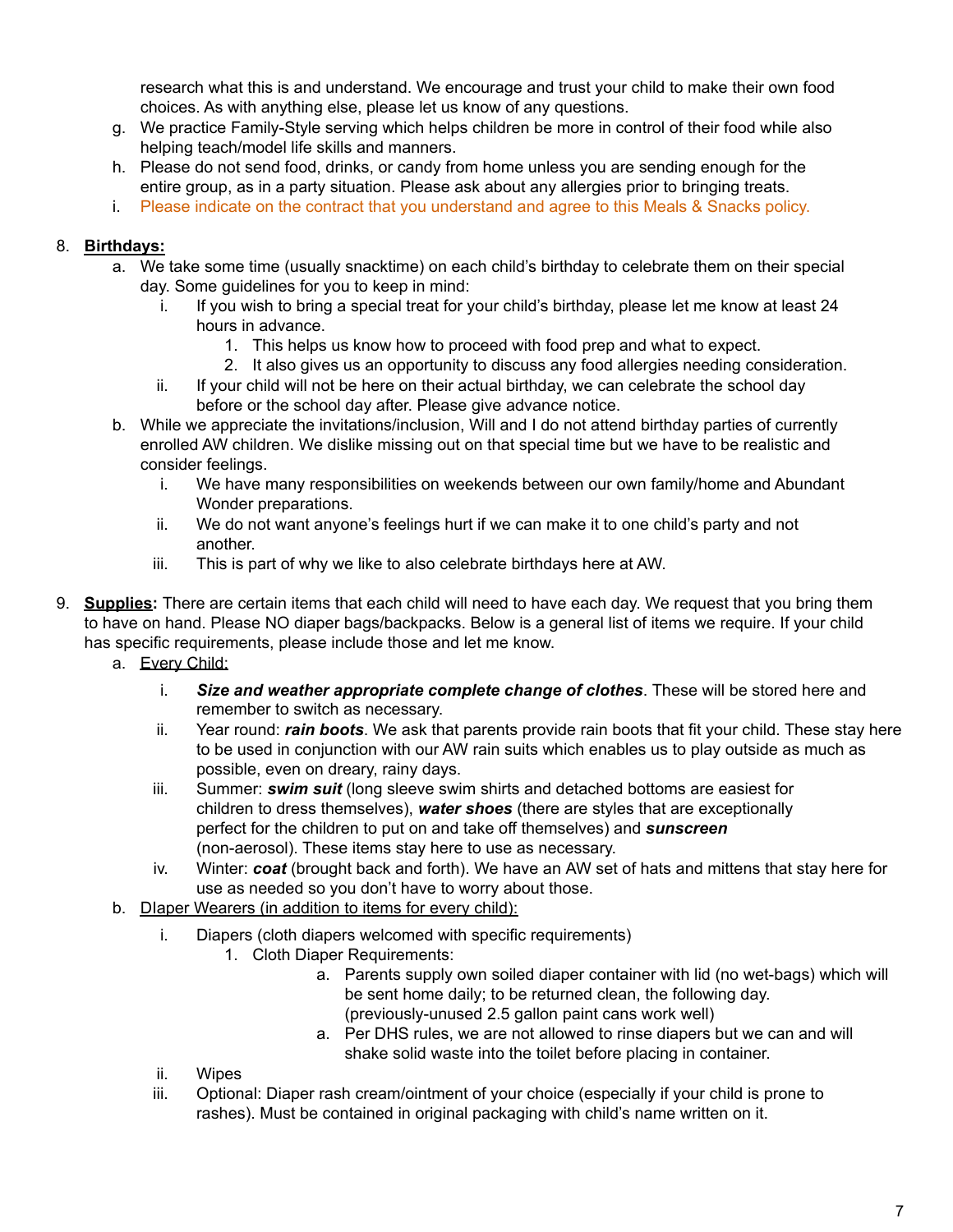research what this is and understand. We encourage and trust your child to make their own food choices. As with anything else, please let us know of any questions.

g. We practice Family-Style serving which helps children be more in control of their food while also helping teach/model life skills and manners.
h. Please do not send food, drinks, or candy from home unless you are sending enough for the entire group, as in a party situation. Please ask about any allergies prior to bringing treats.
i. Please indicate on the contract that you understand and agree to this Meals & Snacks policy.

8. **Birthdays:**
   a. We take some time (usually snacktime) on each child's birthday to celebrate them on their special day. Some guidelines for you to keep in mind:
      i. If you wish to bring a special treat for your child's birthday, please let me know at least 24 hours in advance.
         1. This helps us know how to proceed with food prep and what to expect.
         2. It also gives us an opportunity to discuss any food allergies needing consideration.
      ii. If your child will not be here on their actual birthday, we can celebrate the school day before or the school day after. Please give advance notice.
   b. While we appreciate the invitations/inclusion, Will and I do not attend birthday parties of currently enrolled AW children. We dislike missing out on that special time but we have to be realistic and consider feelings.
      i. We have many responsibilities on weekends between our own family/home and Abundant Wonder preparations.
      ii. We do not want anyone's feelings hurt if we can make it to one child's party and not another.
      iii. This is part of why we like to also celebrate birthdays here at AW.

9. **Supplies:** There are certain items that each child will need to have each day. We request that you bring them to have on hand. Please NO diaper bags/backpacks. Below is a general list of items we require. If your child has specific requirements, please include those and let me know.
   a. Every Child:
      i. ***Size and weather appropriate complete change of clothes***. These will be stored here and remember to switch as necessary.
      ii. Year round: ***rain boots***. We ask that parents provide rain boots that fit your child. These stay here to be used in conjunction with our AW rain suits which enables us to play outside as much as possible, even on dreary, rainy days.
      iii. Summer: ***swim suit*** (long sleeve swim shirts and detached bottoms are easiest for children to dress themselves), ***water shoes*** (there are styles that are exceptionally perfect for the children to put on and take off themselves) and ***sunscreen*** (non-aerosol). These items stay here to use as necessary.
      iv. Winter: ***coat*** (brought back and forth). We have an AW set of hats and mittens that stay here for use as needed so you don't have to worry about those.
   b. DIaper Wearers (in addition to items for every child):
      i. Diapers (cloth diapers welcomed with specific requirements)
         1. Cloth Diaper Requirements:
            a. Parents supply own soiled diaper container with lid (no wet-bags) which will be sent home daily; to be returned clean, the following day. (previously-unused 2.5 gallon paint cans work well)
            a. Per DHS rules, we are not allowed to rinse diapers but we can and will shake solid waste into the toilet before placing in container.
      ii. Wipes
      iii. Optional: Diaper rash cream/ointment of your choice (especially if your child is prone to rashes). Must be contained in original packaging with child's name written on it.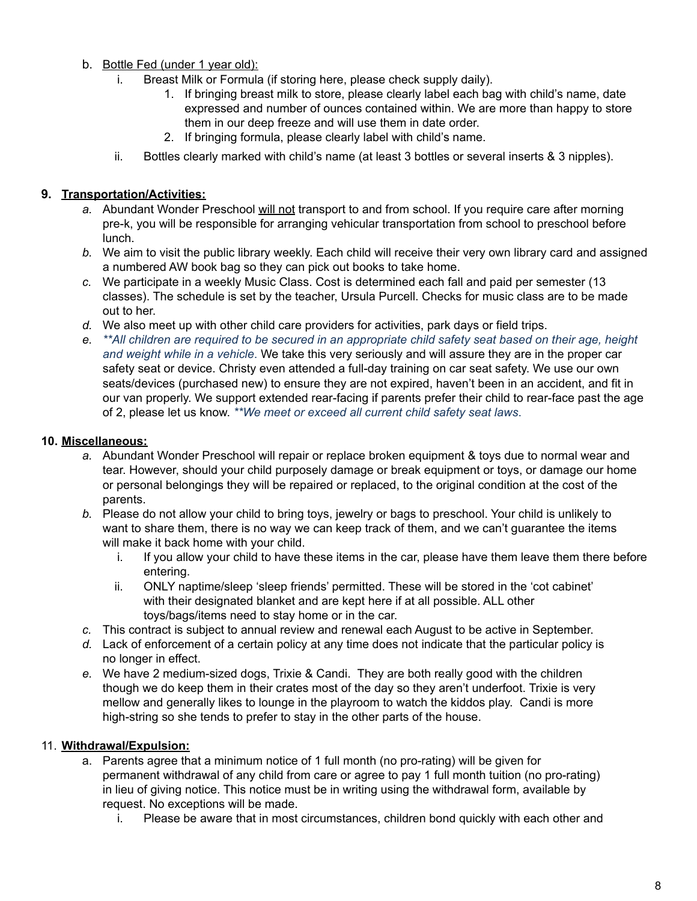b. Bottle Fed (under 1 year old):
   i. Breast Milk or Formula (if storing here, please check supply daily).
      1. If bringing breast milk to store, please clearly label each bag with child's name, date expressed and number of ounces contained within. We are more than happy to store them in our deep freeze and will use them in date order.
      2. If bringing formula, please clearly label with child's name.
   ii. Bottles clearly marked with child's name (at least 3 bottles or several inserts & 3 nipples).

**9. Transportation/Activities:**

*a.* Abundant Wonder Preschool will not transport to and from school. If you require care after morning pre-k, you will be responsible for arranging vehicular transportation from school to preschool before lunch.

*b.* We aim to visit the public library weekly. Each child will receive their very own library card and assigned a numbered AW book bag so they can pick out books to take home.

*c.* We participate in a weekly Music Class. Cost is determined each fall and paid per semester (13 classes). The schedule is set by the teacher, Ursula Purcell. Checks for music class are to be made out to her.

*d.* We also meet up with other child care providers for activities, park days or field trips.

*e.* *\*\*All children are required to be secured in an appropriate child safety seat based on their age, height and weight while in a vehicle.* We take this very seriously and will assure they are in the proper car safety seat or device. Christy even attended a full-day training on car seat safety. We use our own seats/devices (purchased new) to ensure they are not expired, haven't been in an accident, and fit in our van properly. We support extended rear-facing if parents prefer their child to rear-face past the age of 2, please let us know. *\*\*We meet or exceed all current child safety seat laws.*

**10. Miscellaneous:**

*a.* Abundant Wonder Preschool will repair or replace broken equipment & toys due to normal wear and tear. However, should your child purposely damage or break equipment or toys, or damage our home or personal belongings they will be repaired or replaced, to the original condition at the cost of the parents.

*b.* Please do not allow your child to bring toys, jewelry or bags to preschool. Your child is unlikely to want to share them, there is no way we can keep track of them, and we can't guarantee the items will make it back home with your child.
   i. If you allow your child to have these items in the car, please have them leave them there before entering.
   ii. ONLY naptime/sleep 'sleep friends' permitted. These will be stored in the 'cot cabinet' with their designated blanket and are kept here if at all possible. ALL other toys/bags/items need to stay home or in the car.

*c.* This contract is subject to annual review and renewal each August to be active in September.

*d.* Lack of enforcement of a certain policy at any time does not indicate that the particular policy is no longer in effect.

*e.* We have 2 medium-sized dogs, Trixie & Candi. They are both really good with the children though we do keep them in their crates most of the day so they aren't underfoot. Trixie is very mellow and generally likes to lounge in the playroom to watch the kiddos play. Candi is more high-string so she tends to prefer to stay in the other parts of the house.

**11. Withdrawal/Expulsion:**

a. Parents agree that a minimum notice of 1 full month (no pro-rating) will be given for permanent withdrawal of any child from care or agree to pay 1 full month tuition (no pro-rating) in lieu of giving notice. This notice must be in writing using the withdrawal form, available by request. No exceptions will be made.
   i. Please be aware that in most circumstances, children bond quickly with each other and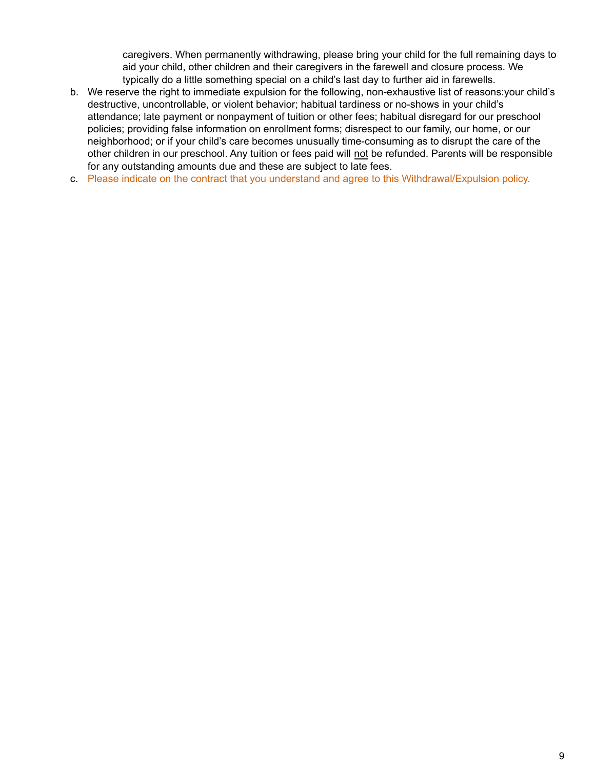caregivers. When permanently withdrawing, please bring your child for the full remaining days to aid your child, other children and their caregivers in the farewell and closure process. We typically do a little something special on a child's last day to further aid in farewells.

b. We reserve the right to immediate expulsion for the following, non-exhaustive list of reasons:your child's destructive, uncontrollable, or violent behavior; habitual tardiness or no-shows in your child's attendance; late payment or nonpayment of tuition or other fees; habitual disregard for our preschool policies; providing false information on enrollment forms; disrespect to our family, our home, or our neighborhood; or if your child's care becomes unusually time-consuming as to disrupt the care of the other children in our preschool. Any tuition or fees paid will <u>not</u> be refunded. Parents will be responsible for any outstanding amounts due and these are subject to late fees.
c. Please indicate on the contract that you understand and agree to this Withdrawal/Expulsion policy.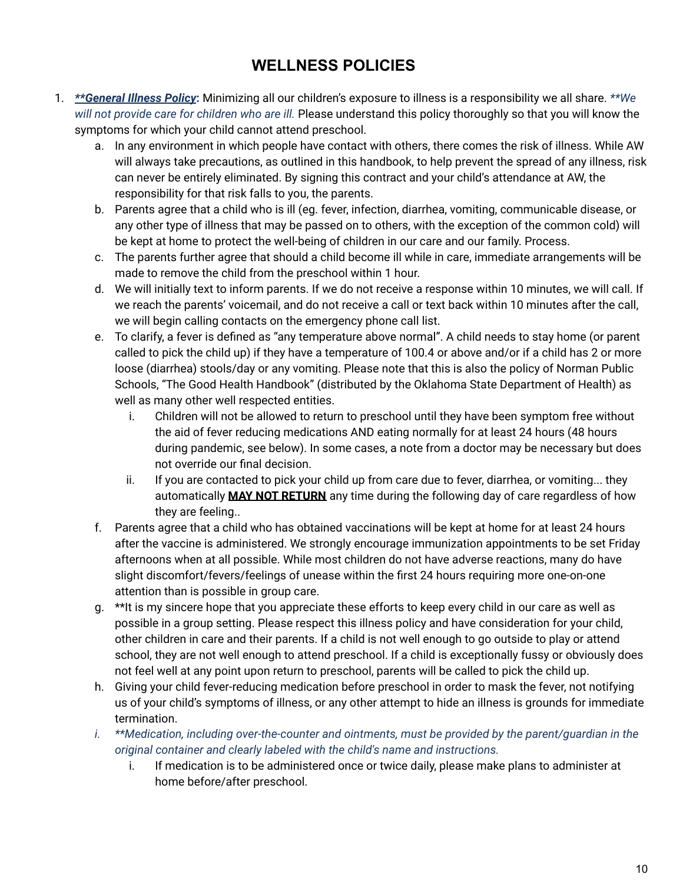# WELLNESS POLICIES

1. ***\*\*General Illness Policy*:** Minimizing all our children's exposure to illness is a responsibility we all share. *\*\*We will not provide care for children who are ill.* Please understand this policy thoroughly so that you will know the symptoms for which your child cannot attend preschool.
   a. In any environment in which people have contact with others, there comes the risk of illness. While AW will always take precautions, as outlined in this handbook, to help prevent the spread of any illness, risk can never be entirely eliminated. By signing this contract and your child's attendance at AW, the responsibility for that risk falls to you, the parents.
   b. Parents agree that a child who is ill (eg. fever, infection, diarrhea, vomiting, communicable disease, or any other type of illness that may be passed on to others, with the exception of the common cold) will be kept at home to protect the well-being of children in our care and our family. Process.
   c. The parents further agree that should a child become ill while in care, immediate arrangements will be made to remove the child from the preschool within 1 hour.
   d. We will initially text to inform parents. If we do not receive a response within 10 minutes, we will call. If we reach the parents' voicemail, and do not receive a call or text back within 10 minutes after the call, we will begin calling contacts on the emergency phone call list.
   e. To clarify, a fever is defined as "any temperature above normal". A child needs to stay home (or parent called to pick the child up) if they have a temperature of 100.4 or above and/or if a child has 2 or more loose (diarrhea) stools/day or any vomiting. Please note that this is also the policy of Norman Public Schools, "The Good Health Handbook" (distributed by the Oklahoma State Department of Health) as well as many other well respected entities.
      i. Children will not be allowed to return to preschool until they have been symptom free without the aid of fever reducing medications AND eating normally for at least 24 hours (48 hours during pandemic, see below). In some cases, a note from a doctor may be necessary but does not override our final decision.
      ii. If you are contacted to pick your child up from care due to fever, diarrhea, or vomiting... they automatically **<u>MAY NOT RETURN</u>** any time during the following day of care regardless of how they are feeling..
   f. Parents agree that a child who has obtained vaccinations will be kept at home for at least 24 hours after the vaccine is administered. We strongly encourage immunization appointments to be set Friday afternoons when at all possible. While most children do not have adverse reactions, many do have slight discomfort/fevers/feelings of unease within the first 24 hours requiring more one-on-one attention than is possible in group care.
   g. \*\*It is my sincere hope that you appreciate these efforts to keep every child in our care as well as possible in a group setting. Please respect this illness policy and have consideration for your child, other children in care and their parents. If a child is not well enough to go outside to play or attend school, they are not well enough to attend preschool. If a child is exceptionally fussy or obviously does not feel well at any point upon return to preschool, parents will be called to pick the child up.
   h. Giving your child fever-reducing medication before preschool in order to mask the fever, not notifying us of your child's symptoms of illness, or any other attempt to hide an illness is grounds for immediate termination.
   i. *\*\*Medication, including over-the-counter and ointments, must be provided by the parent/guardian in the original container and clearly labeled with the child's name and instructions.*
      i. If medication is to be administered once or twice daily, please make plans to administer at home before/after preschool.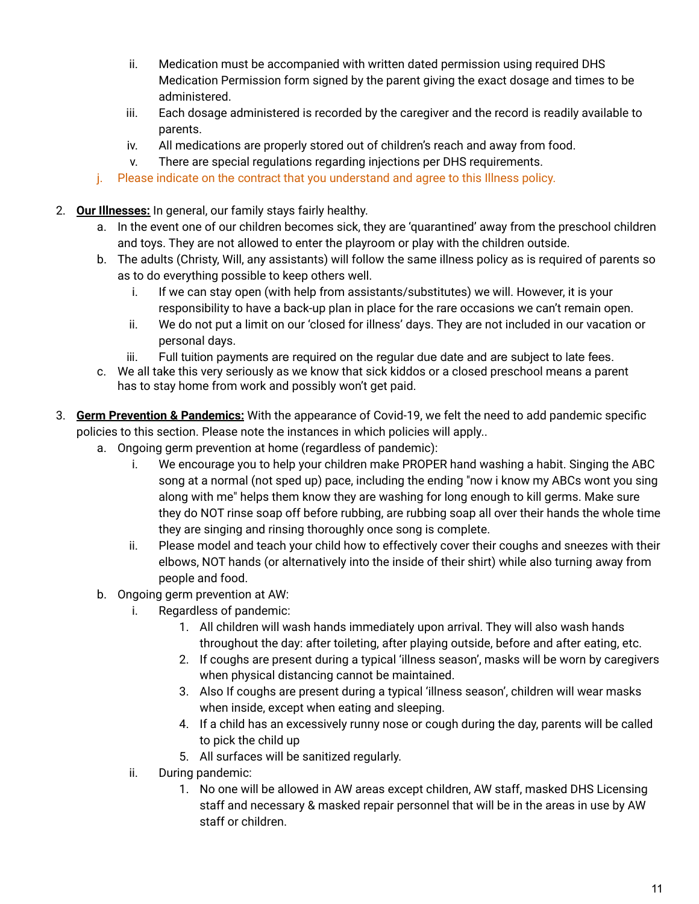ii. Medication must be accompanied with written dated permission using required DHS Medication Permission form signed by the parent giving the exact dosage and times to be administered.
   iii. Each dosage administered is recorded by the caregiver and the record is readily available to parents.
   iv. All medications are properly stored out of children's reach and away from food.
   v. There are special regulations regarding injections per DHS requirements.

j. Please indicate on the contract that you understand and agree to this Illness policy.

2. **Our Illnesses:** In general, our family stays fairly healthy.
   a. In the event one of our children becomes sick, they are 'quarantined' away from the preschool children and toys. They are not allowed to enter the playroom or play with the children outside.
   b. The adults (Christy, Will, any assistants) will follow the same illness policy as is required of parents so as to do everything possible to keep others well.
      i. If we can stay open (with help from assistants/substitutes) we will. However, it is your responsibility to have a back-up plan in place for the rare occasions we can't remain open.
      ii. We do not put a limit on our 'closed for illness' days. They are not included in our vacation or personal days.
      iii. Full tuition payments are required on the regular due date and are subject to late fees.
   c. We all take this very seriously as we know that sick kiddos or a closed preschool means a parent has to stay home from work and possibly won't get paid.

3. **Germ Prevention & Pandemics:** With the appearance of Covid-19, we felt the need to add pandemic specific policies to this section. Please note the instances in which policies will apply..
   a. Ongoing germ prevention at home (regardless of pandemic):
      i. We encourage you to help your children make PROPER hand washing a habit. Singing the ABC song at a normal (not sped up) pace, including the ending "now i know my ABCs wont you sing along with me" helps them know they are washing for long enough to kill germs. Make sure they do NOT rinse soap off before rubbing, are rubbing soap all over their hands the whole time they are singing and rinsing thoroughly once song is complete.
      ii. Please model and teach your child how to effectively cover their coughs and sneezes with their elbows, NOT hands (or alternatively into the inside of their shirt) while also turning away from people and food.
   b. Ongoing germ prevention at AW:
      i. Regardless of pandemic:
         1. All children will wash hands immediately upon arrival. They will also wash hands throughout the day: after toileting, after playing outside, before and after eating, etc.
         2. If coughs are present during a typical 'illness season', masks will be worn by caregivers when physical distancing cannot be maintained.
         3. Also If coughs are present during a typical 'illness season', children will wear masks when inside, except when eating and sleeping.
         4. If a child has an excessively runny nose or cough during the day, parents will be called to pick the child up
         5. All surfaces will be sanitized regularly.
      ii. During pandemic:
         1. No one will be allowed in AW areas except children, AW staff, masked DHS Licensing staff and necessary & masked repair personnel that will be in the areas in use by AW staff or children.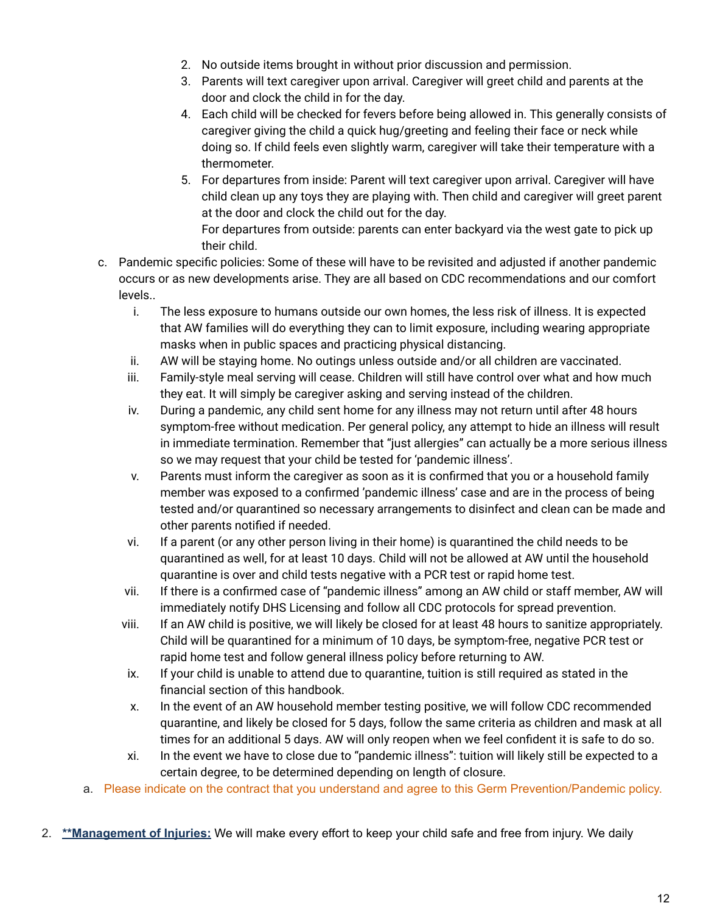2. No outside items brought in without prior discussion and permission.
3. Parents will text caregiver upon arrival. Caregiver will greet child and parents at the door and clock the child in for the day.
4. Each child will be checked for fevers before being allowed in. This generally consists of caregiver giving the child a quick hug/greeting and feeling their face or neck while doing so. If child feels even slightly warm, caregiver will take their temperature with a thermometer.
5. For departures from inside: Parent will text caregiver upon arrival. Caregiver will have child clean up any toys they are playing with. Then child and caregiver will greet parent at the door and clock the child out for the day.
   For departures from outside: parents can enter backyard via the west gate to pick up their child.

c. Pandemic specific policies: Some of these will have to be revisited and adjusted if another pandemic occurs or as new developments arise. They are all based on CDC recommendations and our comfort levels..
   i. The less exposure to humans outside our own homes, the less risk of illness. It is expected that AW families will do everything they can to limit exposure, including wearing appropriate masks when in public spaces and practicing physical distancing.
   ii. AW will be staying home. No outings unless outside and/or all children are vaccinated.
   iii. Family-style meal serving will cease. Children will still have control over what and how much they eat. It will simply be caregiver asking and serving instead of the children.
   iv. During a pandemic, any child sent home for any illness may not return until after 48 hours symptom-free without medication. Per general policy, any attempt to hide an illness will result in immediate termination. Remember that "just allergies" can actually be a more serious illness so we may request that your child be tested for 'pandemic illness'.
   v. Parents must inform the caregiver as soon as it is confirmed that you or a household family member was exposed to a confirmed 'pandemic illness' case and are in the process of being tested and/or quarantined so necessary arrangements to disinfect and clean can be made and other parents notified if needed.
   vi. If a parent (or any other person living in their home) is quarantined the child needs to be quarantined as well, for at least 10 days. Child will not be allowed at AW until the household quarantine is over and child tests negative with a PCR test or rapid home test.
   vii. If there is a confirmed case of "pandemic illness" among an AW child or staff member, AW will immediately notify DHS Licensing and follow all CDC protocols for spread prevention.
   viii. If an AW child is positive, we will likely be closed for at least 48 hours to sanitize appropriately. Child will be quarantined for a minimum of 10 days, be symptom-free, negative PCR test or rapid home test and follow general illness policy before returning to AW.
   ix. If your child is unable to attend due to quarantine, tuition is still required as stated in the financial section of this handbook.
   x. In the event of an AW household member testing positive, we will follow CDC recommended quarantine, and likely be closed for 5 days, follow the same criteria as children and mask at all times for an additional 5 days. AW will only reopen when we feel confident it is safe to do so.
   xi. In the event we have to close due to "pandemic illness": tuition will likely still be expected to a certain degree, to be determined depending on length of closure.

a. Please indicate on the contract that you understand and agree to this Germ Prevention/Pandemic policy.

2. **Management of Injuries:** We will make every effort to keep your child safe and free from injury. We daily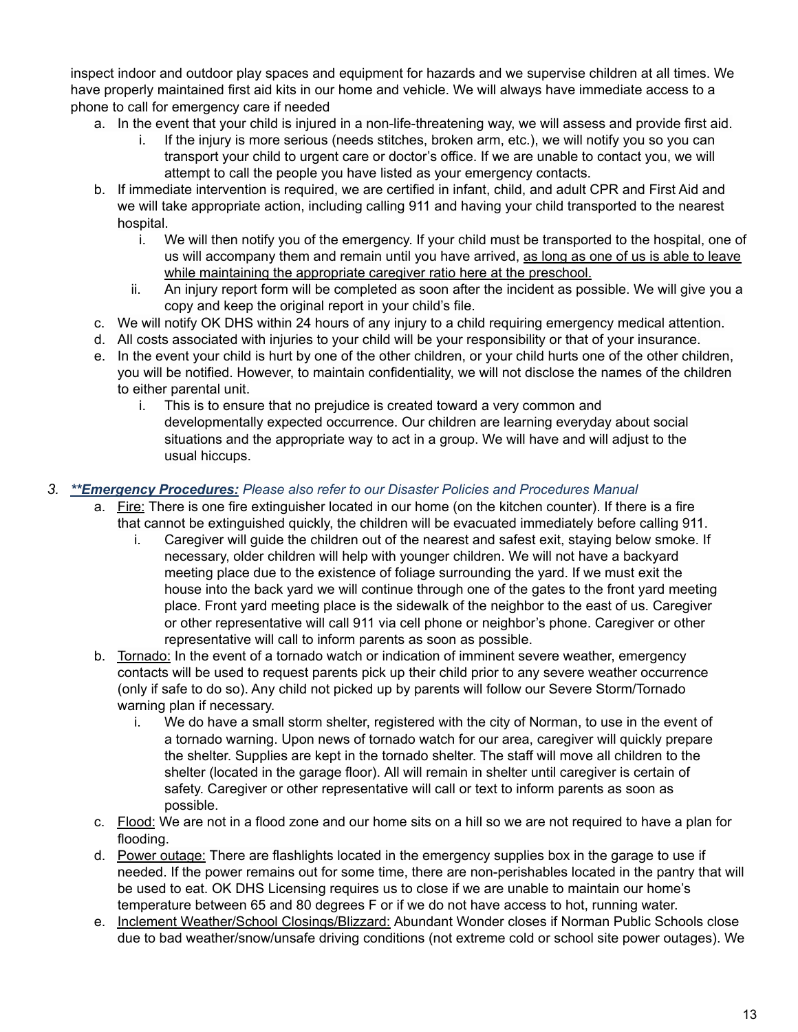inspect indoor and outdoor play spaces and equipment for hazards and we supervise children at all times. We have properly maintained first aid kits in our home and vehicle. We will always have immediate access to a phone to call for emergency care if needed

a. In the event that your child is injured in a non-life-threatening way, we will assess and provide first aid.
    i. If the injury is more serious (needs stitches, broken arm, etc.), we will notify you so you can transport your child to urgent care or doctor's office. If we are unable to contact you, we will attempt to call the people you have listed as your emergency contacts.
b. If immediate intervention is required, we are certified in infant, child, and adult CPR and First Aid and we will take appropriate action, including calling 911 and having your child transported to the nearest hospital.
    i. We will then notify you of the emergency. If your child must be transported to the hospital, one of us will accompany them and remain until you have arrived, <u>as long as one of us is able to leave while maintaining the appropriate caregiver ratio here at the preschool.</u>
    ii. An injury report form will be completed as soon after the incident as possible. We will give you a copy and keep the original report in your child's file.
c. We will notify OK DHS within 24 hours of any injury to a child requiring emergency medical attention.
d. All costs associated with injuries to your child will be your responsibility or that of your insurance.
e. In the event your child is hurt by one of the other children, or your child hurts one of the other children, you will be notified. However, to maintain confidentiality, we will not disclose the names of the children to either parental unit.
    i. This is to ensure that no prejudice is created toward a very common and developmentally expected occurrence. Our children are learning everyday about social situations and the appropriate way to act in a group. We will have and will adjust to the usual hiccups.

3. ***\*\*Emergency Procedures:*** *Please also refer to our Disaster Policies and Procedures Manual*
    a. <u>Fire:</u> There is one fire extinguisher located in our home (on the kitchen counter). If there is a fire that cannot be extinguished quickly, the children will be evacuated immediately before calling 911.
        i. Caregiver will guide the children out of the nearest and safest exit, staying below smoke. If necessary, older children will help with younger children. We will not have a backyard meeting place due to the existence of foliage surrounding the yard. If we must exit the house into the back yard we will continue through one of the gates to the front yard meeting place. Front yard meeting place is the sidewalk of the neighbor to the east of us. Caregiver or other representative will call 911 via cell phone or neighbor's phone. Caregiver or other representative will call to inform parents as soon as possible.
    b. <u>Tornado:</u> In the event of a tornado watch or indication of imminent severe weather, emergency contacts will be used to request parents pick up their child prior to any severe weather occurrence (only if safe to do so). Any child not picked up by parents will follow our Severe Storm/Tornado warning plan if necessary.
        i. We do have a small storm shelter, registered with the city of Norman, to use in the event of a tornado warning. Upon news of tornado watch for our area, caregiver will quickly prepare the shelter. Supplies are kept in the tornado shelter. The staff will move all children to the shelter (located in the garage floor). All will remain in shelter until caregiver is certain of safety. Caregiver or other representative will call or text to inform parents as soon as possible.
    c. <u>Flood:</u> We are not in a flood zone and our home sits on a hill so we are not required to have a plan for flooding.
    d. <u>Power outage:</u> There are flashlights located in the emergency supplies box in the garage to use if needed. If the power remains out for some time, there are non-perishables located in the pantry that will be used to eat. OK DHS Licensing requires us to close if we are unable to maintain our home's temperature between 65 and 80 degrees F or if we do not have access to hot, running water.
    e. <u>Inclement Weather/School Closings/Blizzard:</u> Abundant Wonder closes if Norman Public Schools close due to bad weather/snow/unsafe driving conditions (not extreme cold or school site power outages). We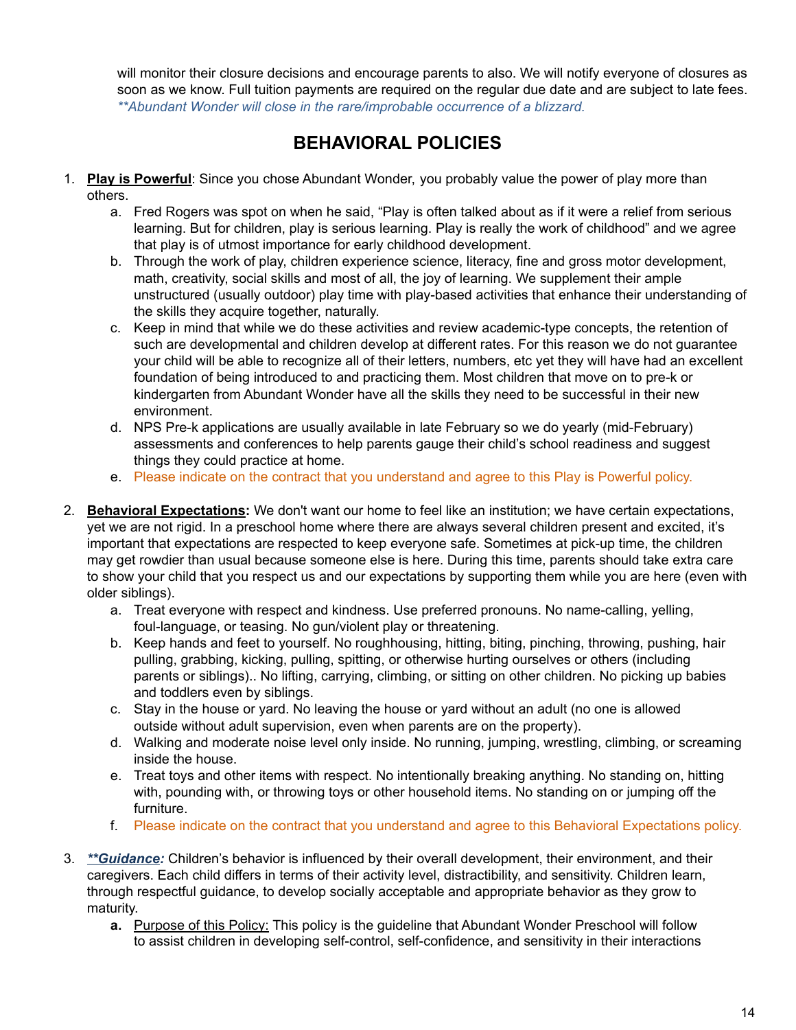will monitor their closure decisions and encourage parents to also. We will notify everyone of closures as soon as we know. Full tuition payments are required on the regular due date and are subject to late fees. *\*\*Abundant Wonder will close in the rare/improbable occurrence of a blizzard.*

## BEHAVIORAL POLICIES

1. **Play is Powerful**: Since you chose Abundant Wonder, you probably value the power of play more than others.
   a. Fred Rogers was spot on when he said, “Play is often talked about as if it were a relief from serious learning. But for children, play is serious learning. Play is really the work of childhood” and we agree that play is of utmost importance for early childhood development.
   b. Through the work of play, children experience science, literacy, fine and gross motor development, math, creativity, social skills and most of all, the joy of learning. We supplement their ample unstructured (usually outdoor) play time with play-based activities that enhance their understanding of the skills they acquire together, naturally.
   c. Keep in mind that while we do these activities and review academic-type concepts, the retention of such are developmental and children develop at different rates. For this reason we do not guarantee your child will be able to recognize all of their letters, numbers, etc yet they will have had an excellent foundation of being introduced to and practicing them. Most children that move on to pre-k or kindergarten from Abundant Wonder have all the skills they need to be successful in their new environment.
   d. NPS Pre-k applications are usually available in late February so we do yearly (mid-February) assessments and conferences to help parents gauge their child’s school readiness and suggest things they could practice at home.
   e. Please indicate on the contract that you understand and agree to this Play is Powerful policy.

2. **Behavioral Expectations:** We don't want our home to feel like an institution; we have certain expectations, yet we are not rigid. In a preschool home where there are always several children present and excited, it’s important that expectations are respected to keep everyone safe. Sometimes at pick-up time, the children may get rowdier than usual because someone else is here. During this time, parents should take extra care to show your child that you respect us and our expectations by supporting them while you are here (even with older siblings).
   a. Treat everyone with respect and kindness. Use preferred pronouns. No name-calling, yelling, foul-language, or teasing. No gun/violent play or threatening.
   b. Keep hands and feet to yourself. No roughhousing, hitting, biting, pinching, throwing, pushing, hair pulling, grabbing, kicking, pulling, spitting, or otherwise hurting ourselves or others (including parents or siblings).. No lifting, carrying, climbing, or sitting on other children. No picking up babies and toddlers even by siblings.
   c. Stay in the house or yard. No leaving the house or yard without an adult (no one is allowed outside without adult supervision, even when parents are on the property).
   d. Walking and moderate noise level only inside. No running, jumping, wrestling, climbing, or screaming inside the house.
   e. Treat toys and other items with respect. No intentionally breaking anything. No standing on, hitting with, pounding with, or throwing toys or other household items. No standing on or jumping off the furniture.
   f. Please indicate on the contract that you understand and agree to this Behavioral Expectations policy.

3. ***\*\*Guidance:*** Children’s behavior is influenced by their overall development, their environment, and their caregivers. Each child differs in terms of their activity level, distractibility, and sensitivity. Children learn, through respectful guidance, to develop socially acceptable and appropriate behavior as they grow to maturity.
   **a.** Purpose of this Policy: This policy is the guideline that Abundant Wonder Preschool will follow to assist children in developing self-control, self-confidence, and sensitivity in their interactions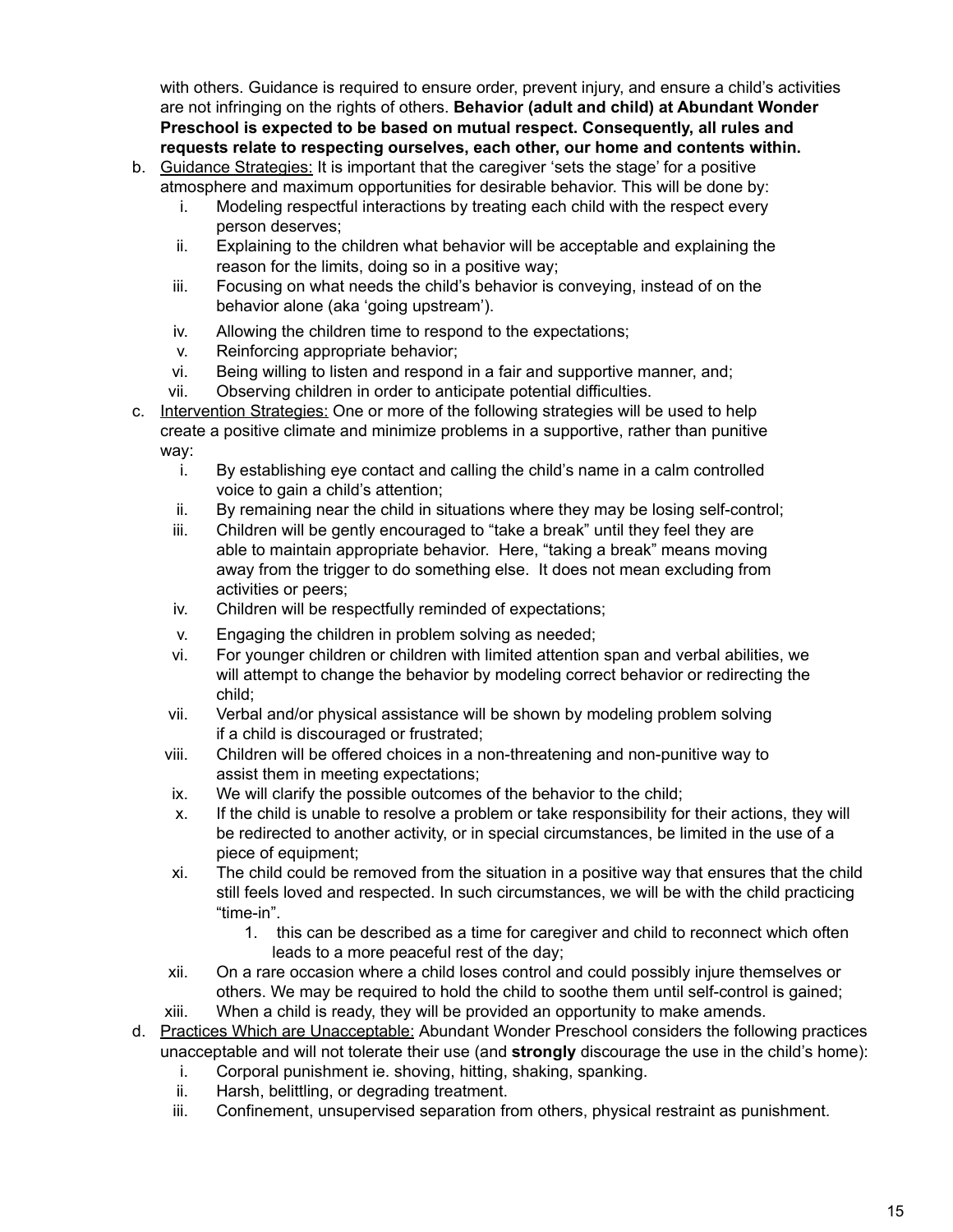with others. Guidance is required to ensure order, prevent injury, and ensure a child's activities are not infringing on the rights of others. **Behavior (adult and child) at Abundant Wonder Preschool is expected to be based on mutual respect. Consequently, all rules and requests relate to respecting ourselves, each other, our home and contents within.**

b. Guidance Strategies: It is important that the caregiver 'sets the stage' for a positive atmosphere and maximum opportunities for desirable behavior. This will be done by:
   i. Modeling respectful interactions by treating each child with the respect every person deserves;
   ii. Explaining to the children what behavior will be acceptable and explaining the reason for the limits, doing so in a positive way;
   iii. Focusing on what needs the child's behavior is conveying, instead of on the behavior alone (aka 'going upstream').
   iv. Allowing the children time to respond to the expectations;
   v. Reinforcing appropriate behavior;
   vi. Being willing to listen and respond in a fair and supportive manner, and;
   vii. Observing children in order to anticipate potential difficulties.

c. Intervention Strategies: One or more of the following strategies will be used to help create a positive climate and minimize problems in a supportive, rather than punitive way:
   i. By establishing eye contact and calling the child's name in a calm controlled voice to gain a child's attention;
   ii. By remaining near the child in situations where they may be losing self-control;
   iii. Children will be gently encouraged to "take a break" until they feel they are able to maintain appropriate behavior. Here, "taking a break" means moving away from the trigger to do something else. It does not mean excluding from activities or peers;
   iv. Children will be respectfully reminded of expectations;
   v. Engaging the children in problem solving as needed;
   vi. For younger children or children with limited attention span and verbal abilities, we will attempt to change the behavior by modeling correct behavior or redirecting the child;
   vii. Verbal and/or physical assistance will be shown by modeling problem solving if a child is discouraged or frustrated;
   viii. Children will be offered choices in a non-threatening and non-punitive way to assist them in meeting expectations;
   ix. We will clarify the possible outcomes of the behavior to the child;
   x. If the child is unable to resolve a problem or take responsibility for their actions, they will be redirected to another activity, or in special circumstances, be limited in the use of a piece of equipment;
   xi. The child could be removed from the situation in a positive way that ensures that the child still feels loved and respected. In such circumstances, we will be with the child practicing "time-in".
      1. this can be described as a time for caregiver and child to reconnect which often leads to a more peaceful rest of the day;
   xii. On a rare occasion where a child loses control and could possibly injure themselves or others. We may be required to hold the child to soothe them until self-control is gained;
   xiii. When a child is ready, they will be provided an opportunity to make amends.

d. Practices Which are Unacceptable: Abundant Wonder Preschool considers the following practices unacceptable and will not tolerate their use (and **strongly** discourage the use in the child's home):
   i. Corporal punishment ie. shoving, hitting, shaking, spanking.
   ii. Harsh, belittling, or degrading treatment.
   iii. Confinement, unsupervised separation from others, physical restraint as punishment.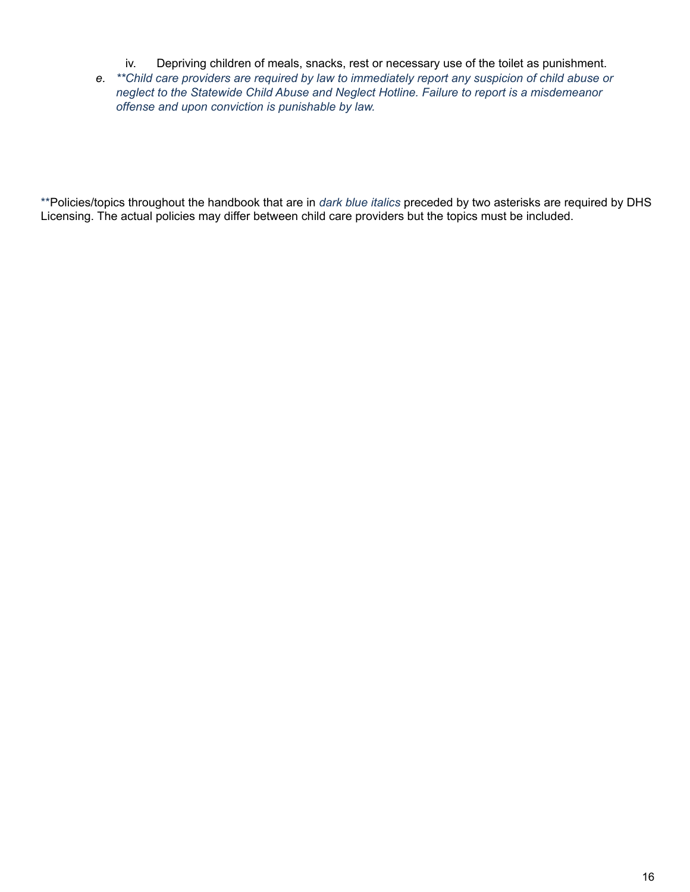iv. Depriving children of meals, snacks, rest or necessary use of the toilet as punishment.

e. ***\*Child care providers are required by law to immediately report any suspicion of child abuse or neglect to the Statewide Child Abuse and Neglect Hotline. Failure to report is a misdemeanor offense and upon conviction is punishable by law.*

**Policies/topics throughout the handbook that are in *dark blue italics* preceded by two asterisks are required by DHS Licensing. The actual policies may differ between child care providers but the topics must be included.